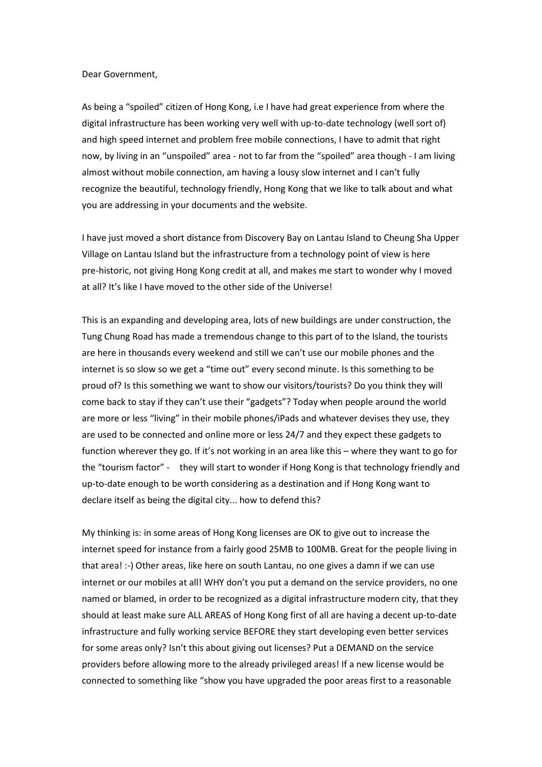Dear Government,

As being a "spoiled" citizen of Hong Kong, i.e I have had great experience from where the digital infrastructure has been working very well with up-to-date technology (well sort of) and high speed internet and problem free mobile connections, I have to admit that right now, by living in an "unspoiled" area - not to far from the "spoiled" area though - I am living almost without mobile connection, am having a lousy slow internet and I can't fully recognize the beautiful, technology friendly, Hong Kong that we like to talk about and what you are addressing in your documents and the website.

I have just moved a short distance from Discovery Bay on Lantau Island to Cheung Sha Upper Village on Lantau Island but the infrastructure from a technology point of view is here pre-historic, not giving Hong Kong credit at all, and makes me start to wonder why I moved at all? It's like I have moved to the other side of the Universe!

This is an expanding and developing area, lots of new buildings are under construction, the Tung Chung Road has made a tremendous change to this part of to the Island, the tourists are here in thousands every weekend and still we can't use our mobile phones and the internet is so slow so we get a "time out" every second minute. Is this something to be proud of? Is this something we want to show our visitors/tourists? Do you think they will come back to stay if they can't use their "gadgets"? Today when people around the world are more or less "living" in their mobile phones/iPads and whatever devises they use, they are used to be connected and online more or less 24/7 and they expect these gadgets to function wherever they go. If it's not working in an area like this – where they want to go for the "tourism factor" - they will start to wonder if Hong Kong is that technology friendly and up-to-date enough to be worth considering as a destination and if Hong Kong want to declare itself as being the digital city... how to defend this?

My thinking is: in some areas of Hong Kong licenses are OK to give out to increase the internet speed for instance from a fairly good 25MB to 100MB. Great for the people living in that area! :-) Other areas, like here on south Lantau, no one gives a damn if we can use internet or our mobiles at all! WHY don't you put a demand on the service providers, no one named or blamed, in order to be recognized as a digital infrastructure modern city, that they should at least make sure ALL AREAS of Hong Kong first of all are having a decent up-to-date infrastructure and fully working service BEFORE they start developing even better services for some areas only? Isn't this about giving out licenses? Put a DEMAND on the service providers before allowing more to the already privileged areas! If a new license would be connected to something like "show you have upgraded the poor areas first to a reasonable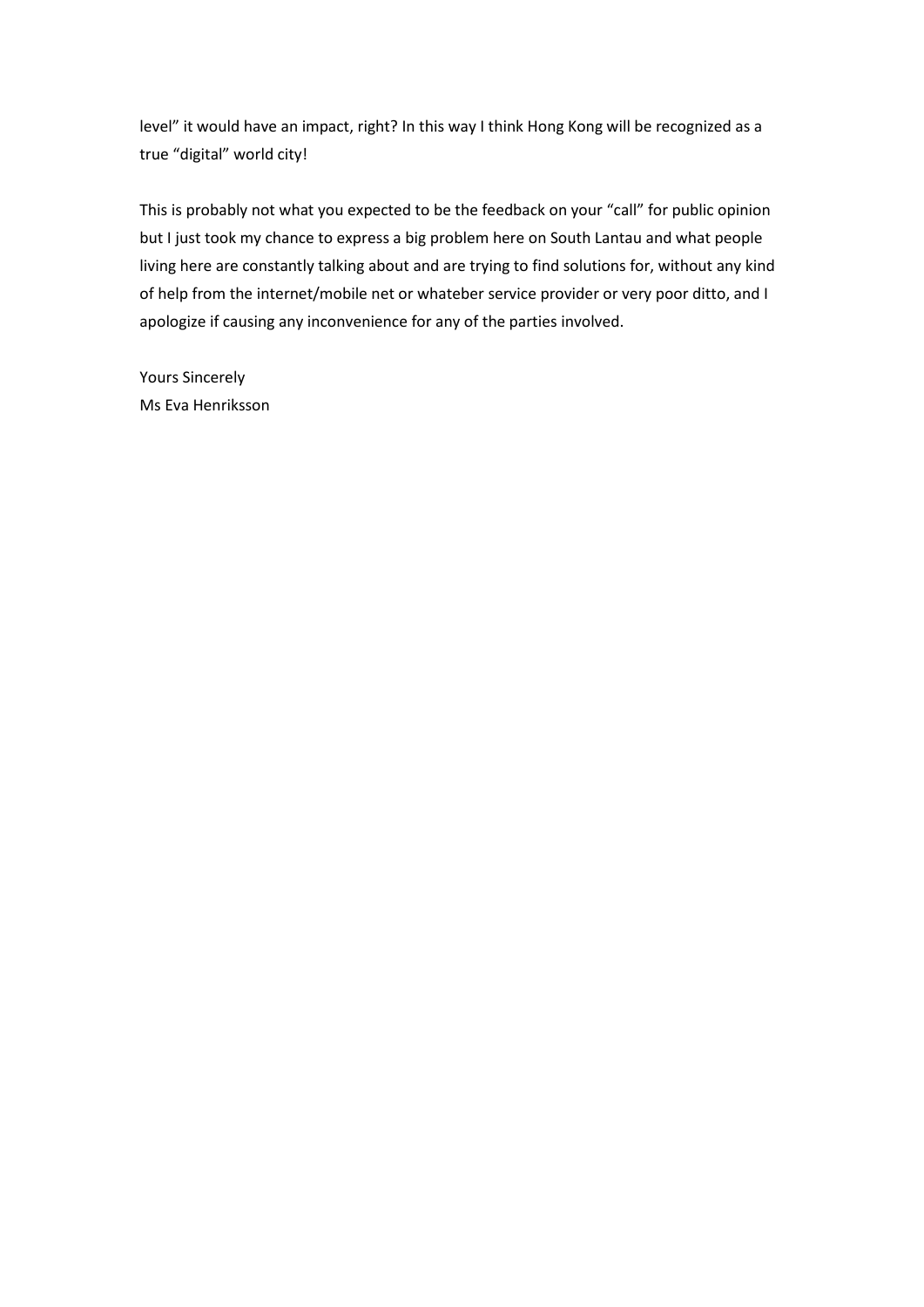level" it would have an impact, right? In this way I think Hong Kong will be recognized as a true "digital" world city!

This is probably not what you expected to be the feedback on your "call" for public opinion but I just took my chance to express a big problem here on South Lantau and what people living here are constantly talking about and are trying to find solutions for, without any kind of help from the internet/mobile net or whateber service provider or very poor ditto, and I apologize if causing any inconvenience for any of the parties involved.

Yours Sincerely
Ms Eva Henriksson